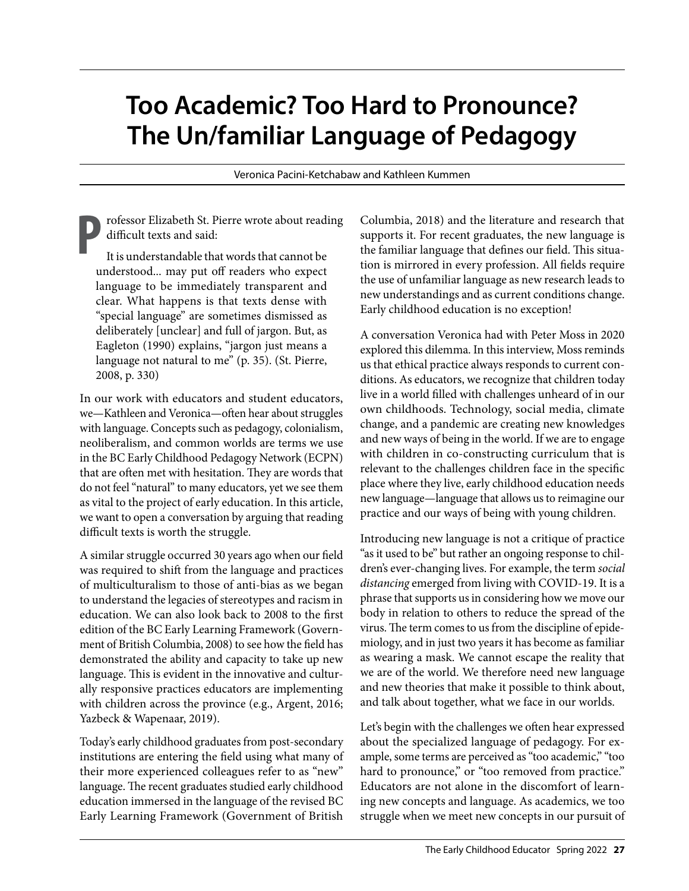# Too Academic? Too Hard to Pronounce? The Un/familiar Language of Pedagogy

Veronica Pacini-Ketchabaw and Kathleen Kummen

Professor Elizabeth St. Pierre wrote about reading difficult texts and said:

> It is understandable that words that cannot be understood... may put off readers who expect language to be immediately transparent and clear. What happens is that texts dense with "special language" are sometimes dismissed as deliberately [unclear] and full of jargon. But, as Eagleton (1990) explains, "jargon just means a language not natural to me" (p. 35). (St. Pierre, 2008, p. 330)

In our work with educators and student educators, we—Kathleen and Veronica—often hear about struggles with language. Concepts such as pedagogy, colonialism, neoliberalism, and common worlds are terms we use in the BC Early Childhood Pedagogy Network (ECPN) that are often met with hesitation. They are words that do not feel "natural" to many educators, yet we see them as vital to the project of early education. In this article, we want to open a conversation by arguing that reading difficult texts is worth the struggle.

A similar struggle occurred 30 years ago when our field was required to shift from the language and practices of multiculturalism to those of anti-bias as we began to understand the legacies of stereotypes and racism in education. We can also look back to 2008 to the first edition of the BC Early Learning Framework (Government of British Columbia, 2008) to see how the field has demonstrated the ability and capacity to take up new language. This is evident in the innovative and culturally responsive practices educators are implementing with children across the province (e.g., Argent, 2016; Yazbeck & Wapenaar, 2019).

Today's early childhood graduates from post-secondary institutions are entering the field using what many of their more experienced colleagues refer to as "new" language. The recent graduates studied early childhood education immersed in the language of the revised BC Early Learning Framework (Government of British Columbia, 2018) and the literature and research that supports it. For recent graduates, the new language is the familiar language that defines our field. This situation is mirrored in every profession. All fields require the use of unfamiliar language as new research leads to new understandings and as current conditions change. Early childhood education is no exception!

A conversation Veronica had with Peter Moss in 2020 explored this dilemma. In this interview, Moss reminds us that ethical practice always responds to current conditions. As educators, we recognize that children today live in a world filled with challenges unheard of in our own childhoods. Technology, social media, climate change, and a pandemic are creating new knowledges and new ways of being in the world. If we are to engage with children in co-constructing curriculum that is relevant to the challenges children face in the specific place where they live, early childhood education needs new language—language that allows us to reimagine our practice and our ways of being with young children.

Introducing new language is not a critique of practice "as it used to be" but rather an ongoing response to children's ever-changing lives. For example, the term *social distancing* emerged from living with COVID-19. It is a phrase that supports us in considering how we move our body in relation to others to reduce the spread of the virus. The term comes to us from the discipline of epidemiology, and in just two years it has become as familiar as wearing a mask. We cannot escape the reality that we are of the world. We therefore need new language and new theories that make it possible to think about, and talk about together, what we face in our worlds.

Let's begin with the challenges we often hear expressed about the specialized language of pedagogy. For example, some terms are perceived as "too academic," "too hard to pronounce," or "too removed from practice." Educators are not alone in the discomfort of learning new concepts and language. As academics, we too struggle when we meet new concepts in our pursuit of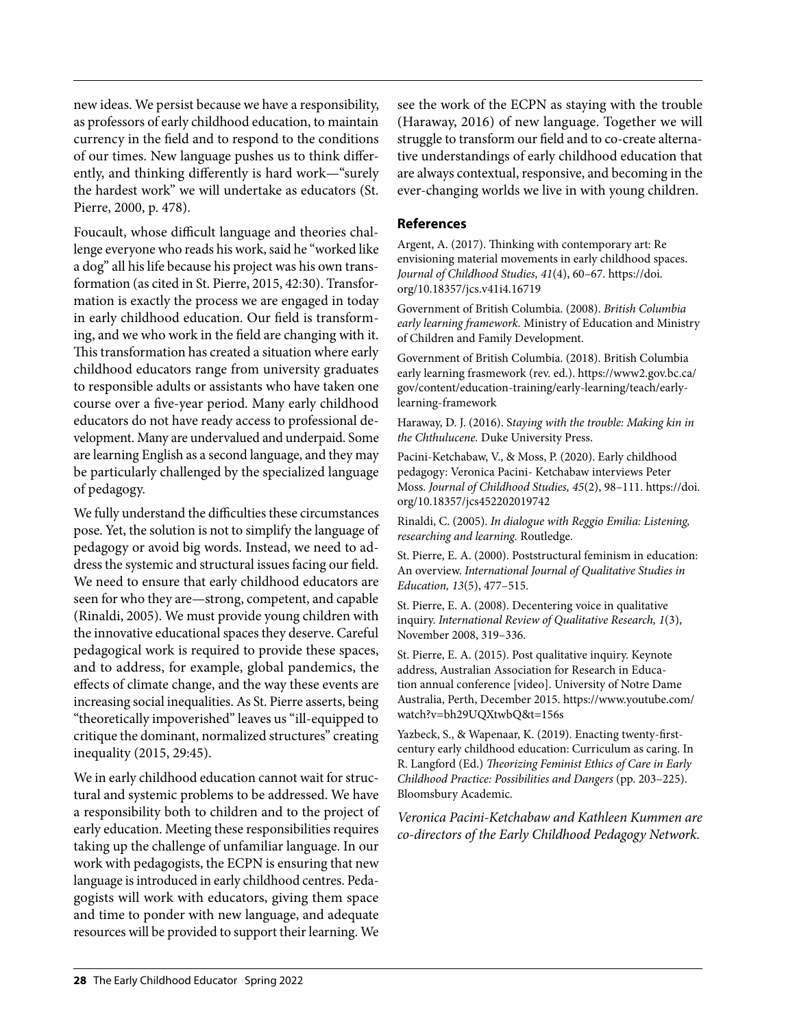new ideas. We persist because we have a responsibility, as professors of early childhood education, to maintain currency in the field and to respond to the conditions of our times. New language pushes us to think differently, and thinking differently is hard work—"surely the hardest work" we will undertake as educators (St. Pierre, 2000, p. 478).

Foucault, whose difficult language and theories challenge everyone who reads his work, said he "worked like a dog" all his life because his project was his own transformation (as cited in St. Pierre, 2015, 42:30). Transformation is exactly the process we are engaged in today in early childhood education. Our field is transforming, and we who work in the field are changing with it. This transformation has created a situation where early childhood educators range from university graduates to responsible adults or assistants who have taken one course over a five-year period. Many early childhood educators do not have ready access to professional development. Many are undervalued and underpaid. Some are learning English as a second language, and they may be particularly challenged by the specialized language of pedagogy.

We fully understand the difficulties these circumstances pose. Yet, the solution is not to simplify the language of pedagogy or avoid big words. Instead, we need to address the systemic and structural issues facing our field. We need to ensure that early childhood educators are seen for who they are—strong, competent, and capable (Rinaldi, 2005). We must provide young children with the innovative educational spaces they deserve. Careful pedagogical work is required to provide these spaces, and to address, for example, global pandemics, the effects of climate change, and the way these events are increasing social inequalities. As St. Pierre asserts, being "theoretically impoverished" leaves us "ill-equipped to critique the dominant, normalized structures" creating inequality (2015, 29:45).

We in early childhood education cannot wait for structural and systemic problems to be addressed. We have a responsibility both to children and to the project of early education. Meeting these responsibilities requires taking up the challenge of unfamiliar language. In our work with pedagogists, the ECPN is ensuring that new language is introduced in early childhood centres. Pedagogists will work with educators, giving them space and time to ponder with new language, and adequate resources will be provided to support their learning. We see the work of the ECPN as staying with the trouble (Haraway, 2016) of new language. Together we will struggle to transform our field and to co-create alternative understandings of early childhood education that are always contextual, responsive, and becoming in the ever-changing worlds we live in with young children.

## References

Argent, A. (2017). Thinking with contemporary art: Re envisioning material movements in early childhood spaces. *Journal of Childhood Studies, 41*(4), 60–67. https://doi.org/10.18357/jcs.v41i4.16719

Government of British Columbia. (2008). *British Columbia early learning framework.* Ministry of Education and Ministry of Children and Family Development.

Government of British Columbia. (2018). British Columbia early learning frasmework (rev. ed.). https://www2.gov.bc.ca/gov/content/education-training/early-learning/teach/early-learning-framework

Haraway, D. J. (2016). S*taying with the trouble: Making kin in the Chthulucene.* Duke University Press.

Pacini-Ketchabaw, V., & Moss, P. (2020). Early childhood pedagogy: Veronica Pacini- Ketchabaw interviews Peter Moss. *Journal of Childhood Studies, 45*(2), 98–111. https://doi.org/10.18357/jcs452202019742

Rinaldi, C. (2005). *In dialogue with Reggio Emilia: Listening, researching and learning.* Routledge.

St. Pierre, E. A. (2000). Poststructural feminism in education: An overview. *International Journal of Qualitative Studies in Education, 13*(5), 477–515.

St. Pierre, E. A. (2008). Decentering voice in qualitative inquiry. *International Review of Qualitative Research, 1*(3), November 2008, 319–336.

St. Pierre, E. A. (2015). Post qualitative inquiry. Keynote address, Australian Association for Research in Education annual conference [video]. University of Notre Dame Australia, Perth, December 2015. https://www.youtube.com/watch?v=bh29UQXtwbQ&t=156s

Yazbeck, S., & Wapenaar, K. (2019). Enacting twenty-first-century early childhood education: Curriculum as caring. In R. Langford (Ed.) *Theorizing Feminist Ethics of Care in Early Childhood Practice: Possibilities and Dangers* (pp. 203–225). Bloomsbury Academic.

*Veronica Pacini-Ketchabaw and Kathleen Kummen are co-directors of the Early Childhood Pedagogy Network.*